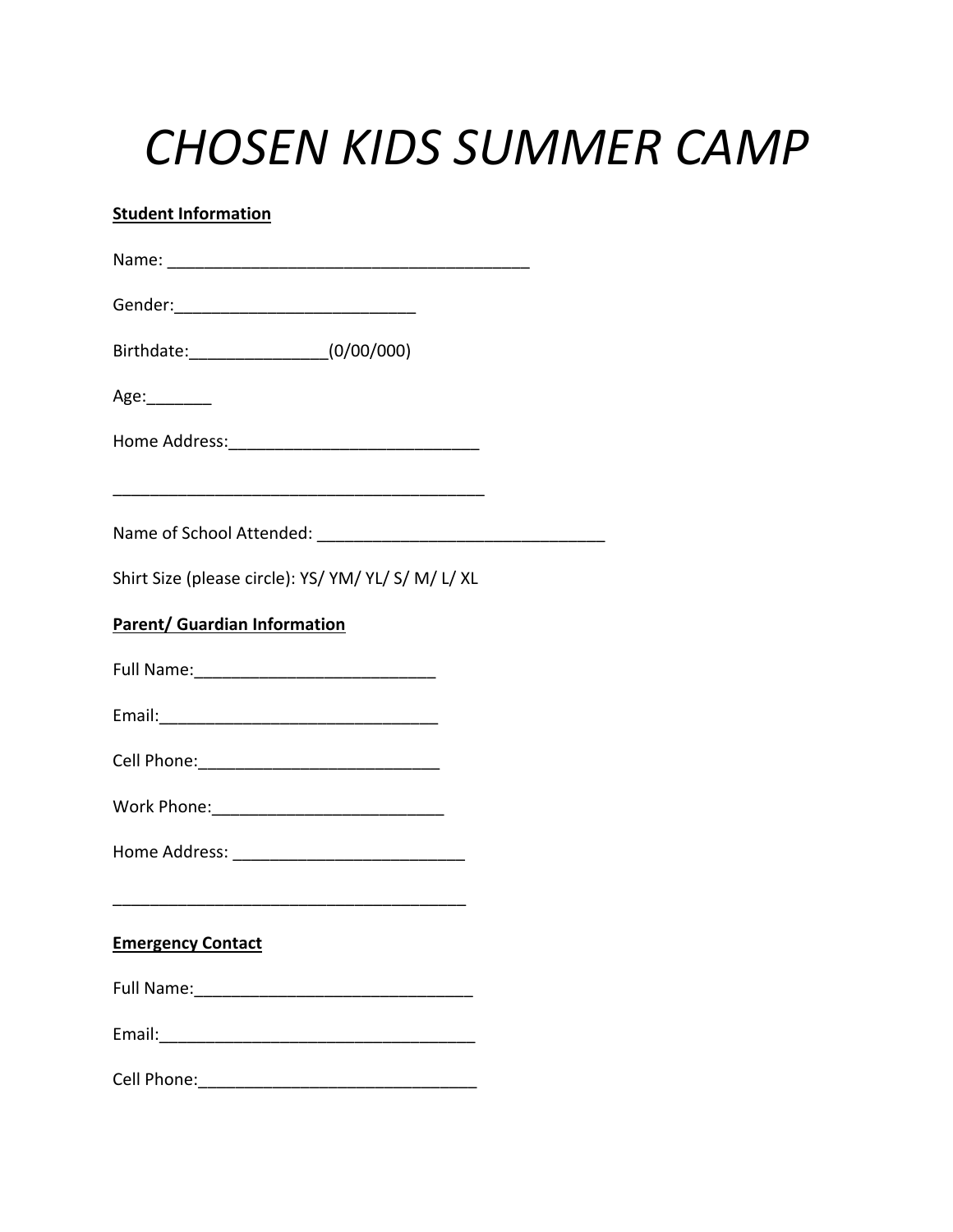# *CHOSEN KIDS SUMMER CAMP*

**Student Information**

Name: ________________________________________

Gender:__________________________

Birthdate:_______________(0/00/000)

Age:_______

Home Address:___________________________

_________________________________________

Name of School Attended: ________________________________

Shirt Size (please circle): YS/ YM/ YL/ S/ M/ L/ XL

**Parent/ Guardian Information**

Full Name:__________________________

Email:_______________________________

Cell Phone:__________________________

Work Phone:_________________________

Home Address: _________________________

_______________________________________

**Emergency Contact**

Full Name:______________________________

Email:__________________________________

Cell Phone:_____________________________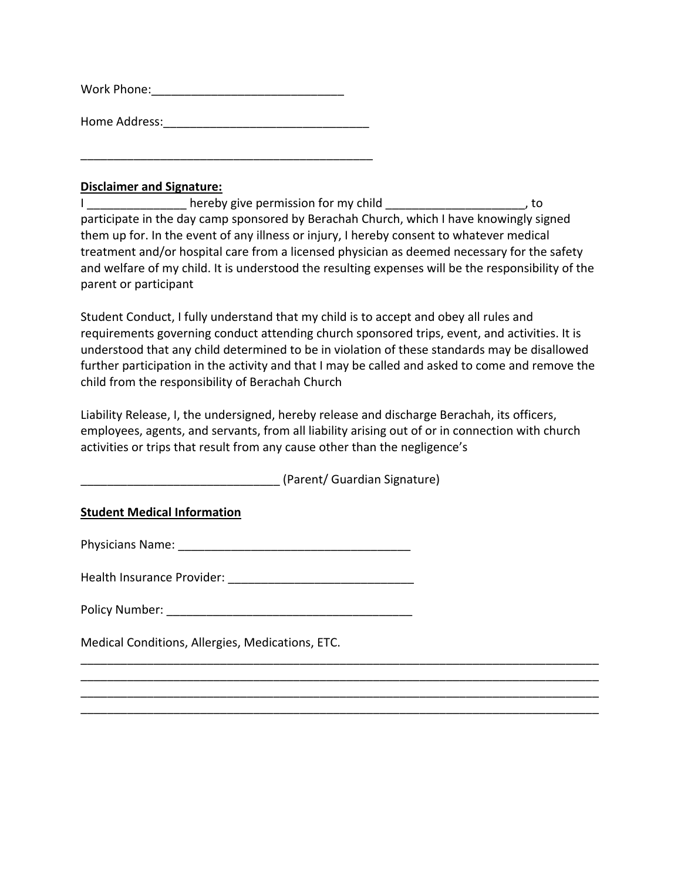Work Phone:_____________________________

Home Address:_______________________________

_____________________________________________

**Disclaimer and Signature:**

I _______________ hereby give permission for my child ____________________, to participate in the day camp sponsored by Berachah Church, which I have knowingly signed them up for. In the event of any illness or injury, I hereby consent to whatever medical treatment and/or hospital care from a licensed physician as deemed necessary for the safety and welfare of my child. It is understood the resulting expenses will be the responsibility of the parent or participant

Student Conduct, I fully understand that my child is to accept and obey all rules and requirements governing conduct attending church sponsored trips, event, and activities. It is understood that any child determined to be in violation of these standards may be disallowed further participation in the activity and that I may be called and asked to come and remove the child from the responsibility of Berachah Church

Liability Release, I, the undersigned, hereby release and discharge Berachah, its officers, employees, agents, and servants, from all liability arising out of or in connection with church activities or trips that result from any cause other than the negligence's

______________________________ (Parent/ Guardian Signature)

**Student Medical Information**

Physicians Name: ___________________________________

Health Insurance Provider: ___________________________

Policy Number: _____________________________________

Medical Conditions, Allergies, Medications, ETC.

_______________________________________________________________________________

_______________________________________________________________________________

_______________________________________________________________________________

_______________________________________________________________________________